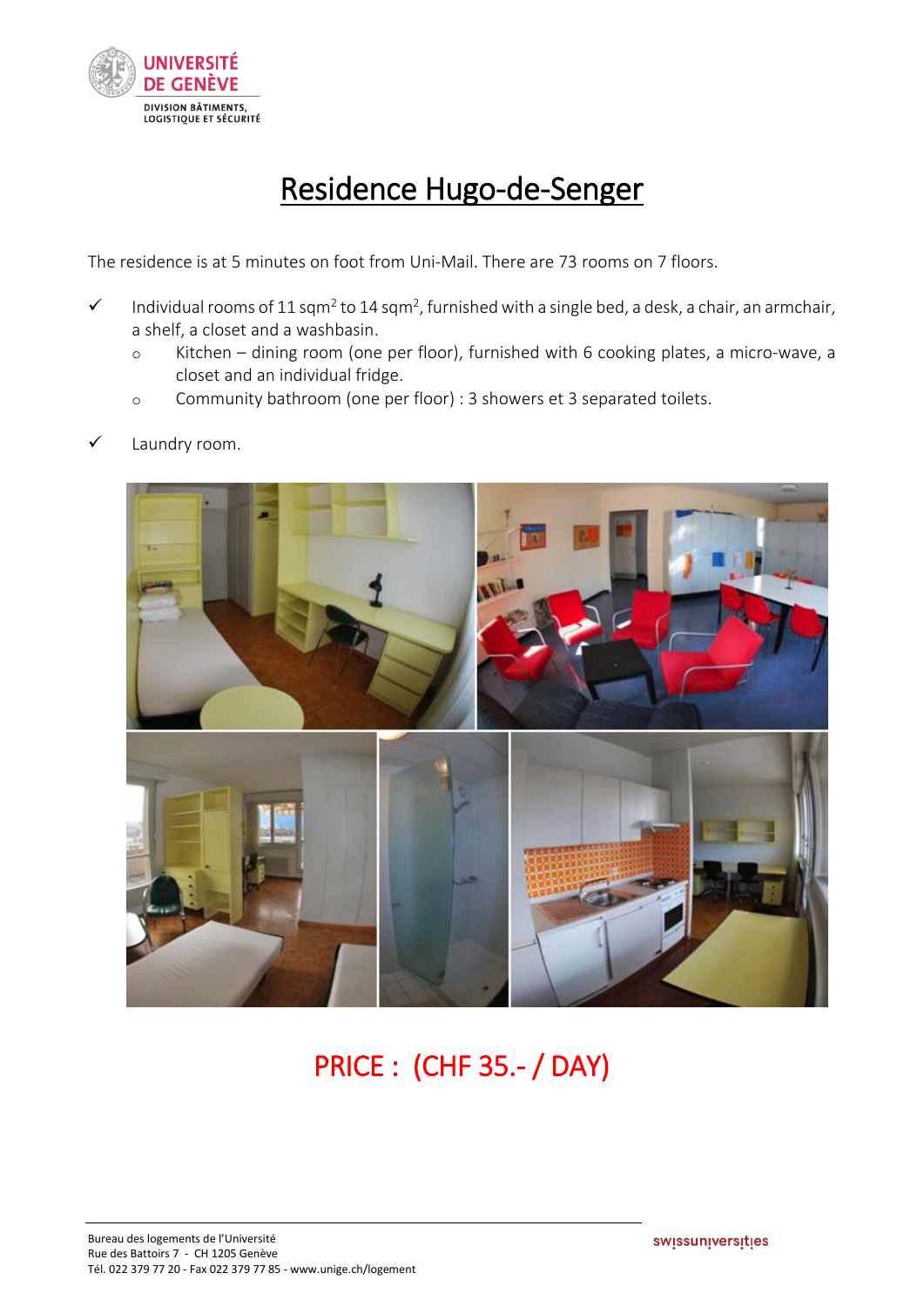UNIVERSITÉ DE GENÈVE

DIVISION BÂTIMENTS, LOGISTIQUE ET SÉCURITÉ

# Residence Hugo-de-Senger

The residence is at 5 minutes on foot from Uni-Mail. There are 73 rooms on 7 floors.

- ✓ Individual rooms of 11 sqm$^2$ to 14 sqm$^2$, furnished with a single bed, a desk, a chair, an armchair, a shelf, a closet and a washbasin.
  - Kitchen – dining room (one per floor), furnished with 6 cooking plates, a micro-wave, a closet and an individual fridge.
  - Community bathroom (one per floor) : 3 showers et 3 separated toilets.
- ✓ Laundry room.

## PRICE : (CHF 35.- / DAY)

Bureau des logements de l'Université
Rue des Battoirs 7 - CH 1205 Genève
Tél. 022 379 77 20 - Fax 022 379 77 85 - www.unige.ch/logement

swissuniversities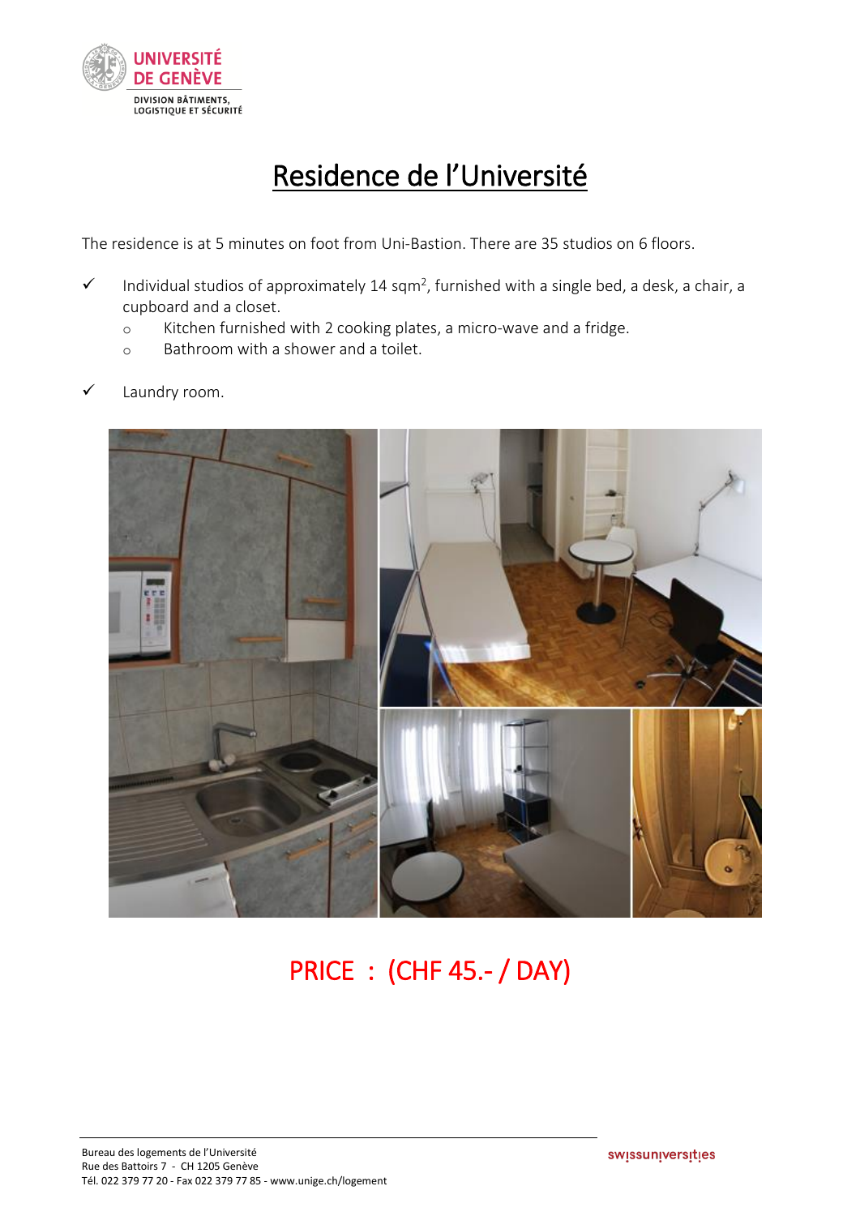UNIVERSITÉ DE GENÈVE

DIVISION BÂTIMENTS, LOGISTIQUE ET SÉCURITÉ

# Residence de l'Université

The residence is at 5 minutes on foot from Uni-Bastion. There are 35 studios on 6 floors.

- ✓ Individual studios of approximately 14 sqm$^2$, furnished with a single bed, a desk, a chair, a cupboard and a closet.
  - Kitchen furnished with 2 cooking plates, a micro-wave and a fridge.
  - Bathroom with a shower and a toilet.
- ✓ Laundry room.

**PRICE : (CHF 45.- / DAY)**

Bureau des logements de l'Université
Rue des Battoirs 7 - CH 1205 Genève
Tél. 022 379 77 20 - Fax 022 379 77 85 - www.unige.ch/logement

swissuniversities